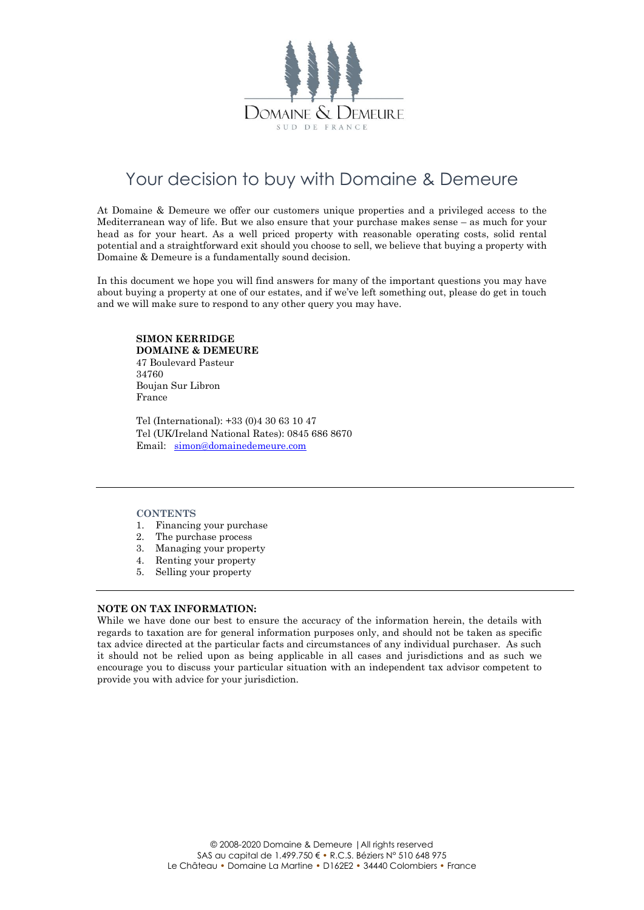DOMAINE & DEMEURE
SUD DE FRANCE

# Your decision to buy with Domaine & Demeure

At Domaine & Demeure we offer our customers unique properties and a privileged access to the Mediterranean way of life. But we also ensure that your purchase makes sense – as much for your head as for your heart. As a well priced property with reasonable operating costs, solid rental potential and a straightforward exit should you choose to sell, we believe that buying a property with Domaine & Demeure is a fundamentally sound decision.

In this document we hope you will find answers for many of the important questions you may have about buying a property at one of our estates, and if we've left something out, please do get in touch and we will make sure to respond to any other query you may have.

**SIMON KERRIDGE**
**DOMAINE & DEMEURE**
47 Boulevard Pasteur
34760
Boujan Sur Libron
France

Tel (International): +33 (0)4 30 63 10 47
Tel (UK/Ireland National Rates): 0845 686 8670
Email: simon@domainedemeure.com

---

**CONTENTS**

1. Financing your purchase
2. The purchase process
3. Managing your property
4. Renting your property
5. Selling your property

---

**NOTE ON TAX INFORMATION:**
While we have done our best to ensure the accuracy of the information herein, the details with regards to taxation are for general information purposes only, and should not be taken as specific tax advice directed at the particular facts and circumstances of any individual purchaser. As such it should not be relied upon as being applicable in all cases and jurisdictions and as such we encourage you to discuss your particular situation with an independent tax advisor competent to provide you with advice for your jurisdiction.

© 2008-2020 Domaine & Demeure | All rights reserved
SAS au capital de 1.499.750 € • R.C.S. Béziers N° 510 648 975
Le Château • Domaine La Martine • D162E2 • 34440 Colombiers • France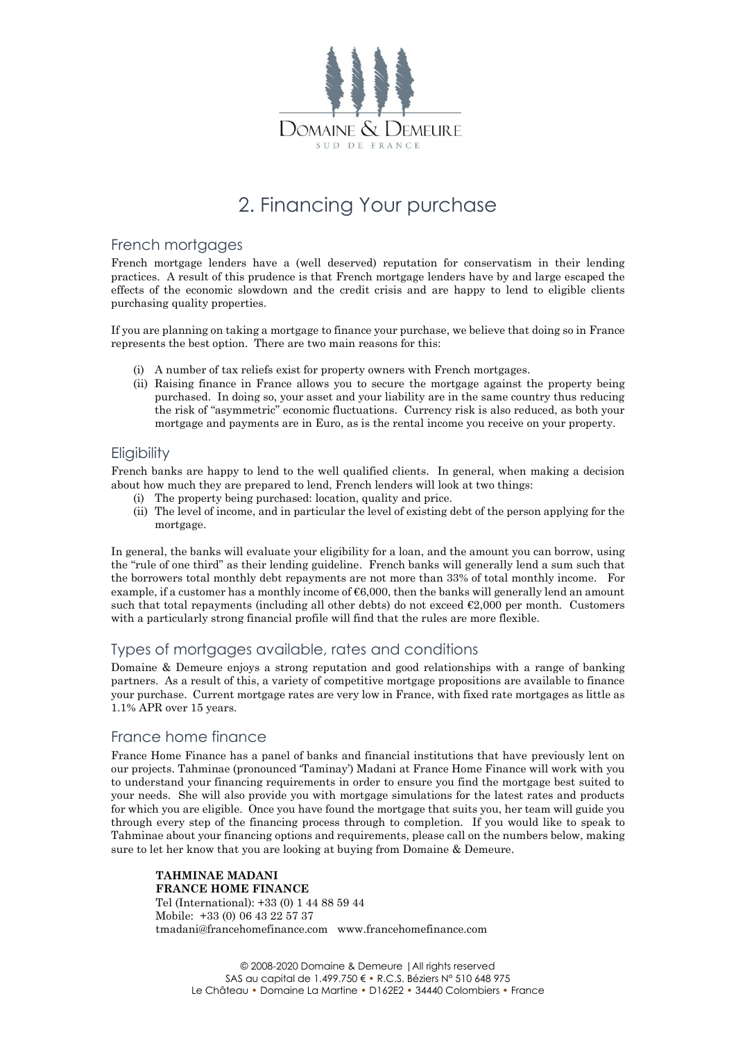# 2. Financing Your purchase

## French mortgages

French mortgage lenders have a (well deserved) reputation for conservatism in their lending practices. A result of this prudence is that French mortgage lenders have by and large escaped the effects of the economic slowdown and the credit crisis and are happy to lend to eligible clients purchasing quality properties.

If you are planning on taking a mortgage to finance your purchase, we believe that doing so in France represents the best option. There are two main reasons for this:

(i) A number of tax reliefs exist for property owners with French mortgages.
(ii) Raising finance in France allows you to secure the mortgage against the property being purchased. In doing so, your asset and your liability are in the same country thus reducing the risk of "asymmetric" economic fluctuations. Currency risk is also reduced, as both your mortgage and payments are in Euro, as is the rental income you receive on your property.

## Eligibility

French banks are happy to lend to the well qualified clients. In general, when making a decision about how much they are prepared to lend, French lenders will look at two things:

(i) The property being purchased: location, quality and price.
(ii) The level of income, and in particular the level of existing debt of the person applying for the mortgage.

In general, the banks will evaluate your eligibility for a loan, and the amount you can borrow, using the "rule of one third" as their lending guideline. French banks will generally lend a sum such that the borrowers total monthly debt repayments are not more than 33% of total monthly income. For example, if a customer has a monthly income of €6,000, then the banks will generally lend an amount such that total repayments (including all other debts) do not exceed €2,000 per month. Customers with a particularly strong financial profile will find that the rules are more flexible.

## Types of mortgages available, rates and conditions

Domaine & Demeure enjoys a strong reputation and good relationships with a range of banking partners. As a result of this, a variety of competitive mortgage propositions are available to finance your purchase. Current mortgage rates are very low in France, with fixed rate mortgages as little as 1.1% APR over 15 years.

## France home finance

France Home Finance has a panel of banks and financial institutions that have previously lent on our projects. Tahminae (pronounced 'Taminay') Madani at France Home Finance will work with you to understand your financing requirements in order to ensure you find the mortgage best suited to your needs. She will also provide you with mortgage simulations for the latest rates and products for which you are eligible. Once you have found the mortgage that suits you, her team will guide you through every step of the financing process through to completion. If you would like to speak to Tahminae about your financing options and requirements, please call on the numbers below, making sure to let her know that you are looking at buying from Domaine & Demeure.

**TAHMINAE MADANI**
**FRANCE HOME FINANCE**
Tel (International): +33 (0) 1 44 88 59 44
Mobile: +33 (0) 06 43 22 57 37
tmadani@francehomefinance.com www.francehomefinance.com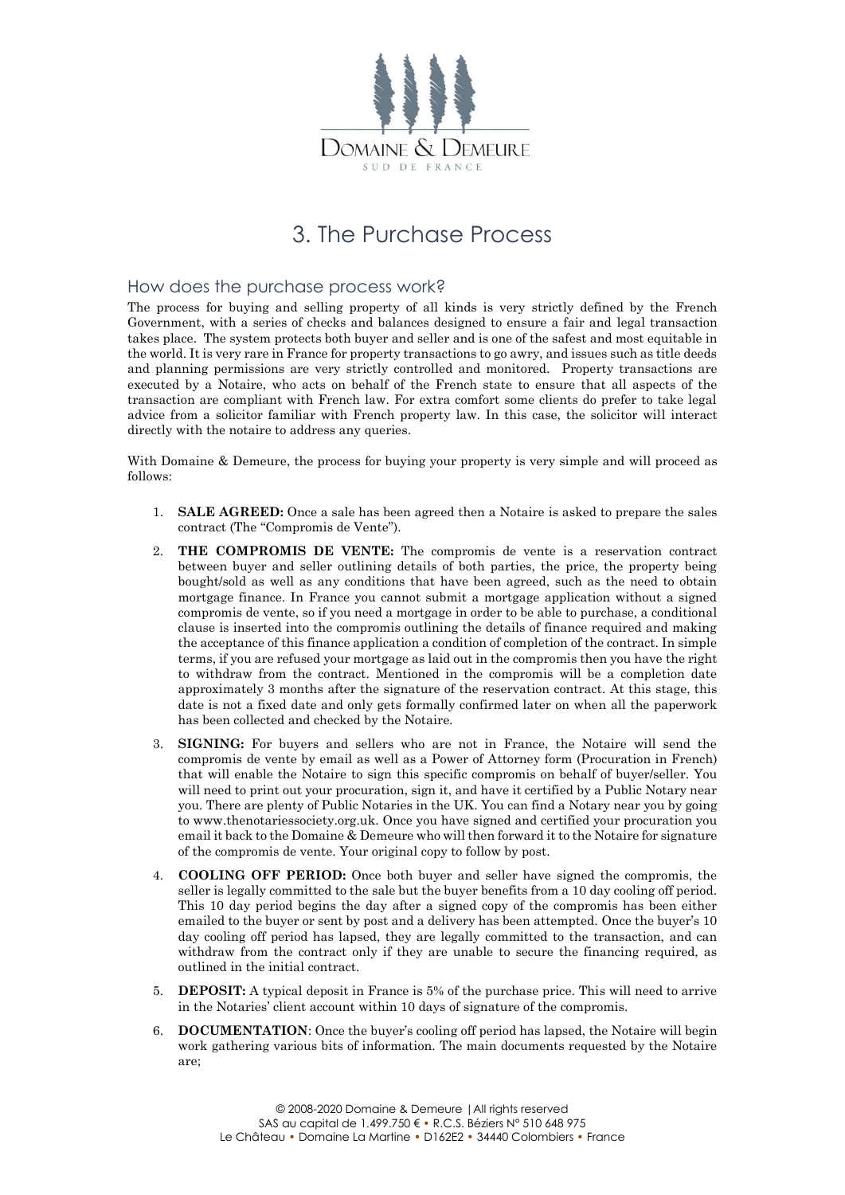# 3. The Purchase Process

## How does the purchase process work?

The process for buying and selling property of all kinds is very strictly defined by the French Government, with a series of checks and balances designed to ensure a fair and legal transaction takes place. The system protects both buyer and seller and is one of the safest and most equitable in the world. It is very rare in France for property transactions to go awry, and issues such as title deeds and planning permissions are very strictly controlled and monitored. Property transactions are executed by a Notaire, who acts on behalf of the French state to ensure that all aspects of the transaction are compliant with French law. For extra comfort some clients do prefer to take legal advice from a solicitor familiar with French property law. In this case, the solicitor will interact directly with the notaire to address any queries.

With Domaine & Demeure, the process for buying your property is very simple and will proceed as follows:

1. **SALE AGREED:** Once a sale has been agreed then a Notaire is asked to prepare the sales contract (The "Compromis de Vente").
2. **THE COMPROMIS DE VENTE:** The compromis de vente is a reservation contract between buyer and seller outlining details of both parties, the price, the property being bought/sold as well as any conditions that have been agreed, such as the need to obtain mortgage finance. In France you cannot submit a mortgage application without a signed compromis de vente, so if you need a mortgage in order to be able to purchase, a conditional clause is inserted into the compromis outlining the details of finance required and making the acceptance of this finance application a condition of completion of the contract. In simple terms, if you are refused your mortgage as laid out in the compromis then you have the right to withdraw from the contract. Mentioned in the compromis will be a completion date approximately 3 months after the signature of the reservation contract. At this stage, this date is not a fixed date and only gets formally confirmed later on when all the paperwork has been collected and checked by the Notaire.
3. **SIGNING:** For buyers and sellers who are not in France, the Notaire will send the compromis de vente by email as well as a Power of Attorney form (Procuration in French) that will enable the Notaire to sign this specific compromis on behalf of buyer/seller. You will need to print out your procuration, sign it, and have it certified by a Public Notary near you. There are plenty of Public Notaries in the UK. You can find a Notary near you by going to www.thenotariessociety.org.uk. Once you have signed and certified your procuration you email it back to the Domaine & Demeure who will then forward it to the Notaire for signature of the compromis de vente. Your original copy to follow by post.
4. **COOLING OFF PERIOD:** Once both buyer and seller have signed the compromis, the seller is legally committed to the sale but the buyer benefits from a 10 day cooling off period. This 10 day period begins the day after a signed copy of the compromis has been either emailed to the buyer or sent by post and a delivery has been attempted. Once the buyer's 10 day cooling off period has lapsed, they are legally committed to the transaction, and can withdraw from the contract only if they are unable to secure the financing required, as outlined in the initial contract.
5. **DEPOSIT:** A typical deposit in France is 5% of the purchase price. This will need to arrive in the Notaries' client account within 10 days of signature of the compromis.
6. **DOCUMENTATION**: Once the buyer's cooling off period has lapsed, the Notaire will begin work gathering various bits of information. The main documents requested by the Notaire are;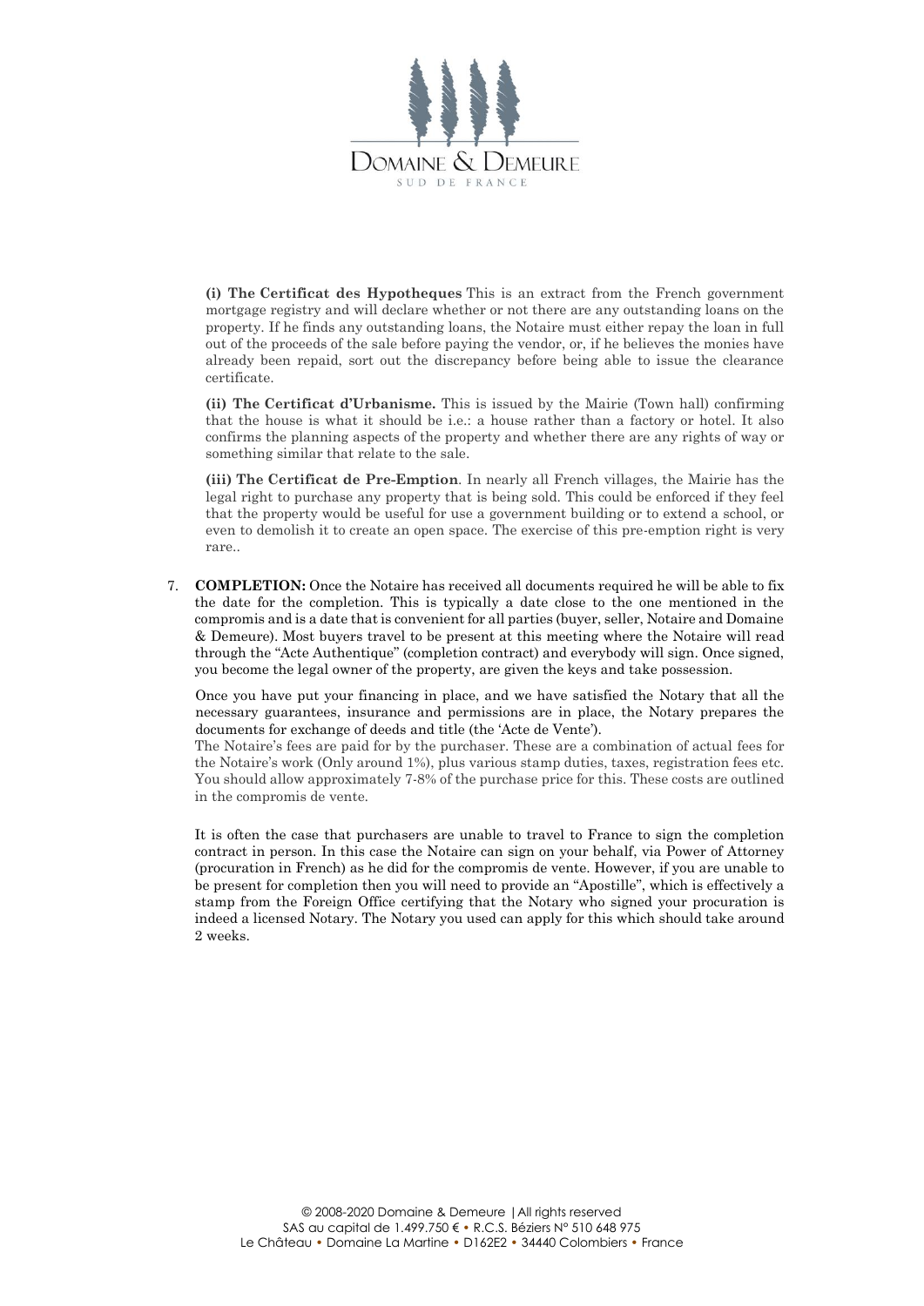**(i) The Certificat des Hypotheques** This is an extract from the French government mortgage registry and will declare whether or not there are any outstanding loans on the property. If he finds any outstanding loans, the Notaire must either repay the loan in full out of the proceeds of the sale before paying the vendor, or, if he believes the monies have already been repaid, sort out the discrepancy before being able to issue the clearance certificate.

**(ii) The Certificat d'Urbanisme.** This is issued by the Mairie (Town hall) confirming that the house is what it should be i.e.: a house rather than a factory or hotel. It also confirms the planning aspects of the property and whether there are any rights of way or something similar that relate to the sale.

**(iii) The Certificat de Pre-Emption**. In nearly all French villages, the Mairie has the legal right to purchase any property that is being sold. This could be enforced if they feel that the property would be useful for use a government building or to extend a school, or even to demolish it to create an open space. The exercise of this pre-emption right is very rare..

7. **COMPLETION:** Once the Notaire has received all documents required he will be able to fix the date for the completion. This is typically a date close to the one mentioned in the compromis and is a date that is convenient for all parties (buyer, seller, Notaire and Domaine & Demeure). Most buyers travel to be present at this meeting where the Notaire will read through the "Acte Authentique" (completion contract) and everybody will sign. Once signed, you become the legal owner of the property, are given the keys and take possession.

   Once you have put your financing in place, and we have satisfied the Notary that all the necessary guarantees, insurance and permissions are in place, the Notary prepares the documents for exchange of deeds and title (the 'Acte de Vente').
   The Notaire's fees are paid for by the purchaser. These are a combination of actual fees for the Notaire's work (Only around 1%), plus various stamp duties, taxes, registration fees etc. You should allow approximately 7-8% of the purchase price for this. These costs are outlined in the compromis de vente.

   It is often the case that purchasers are unable to travel to France to sign the completion contract in person. In this case the Notaire can sign on your behalf, via Power of Attorney (procuration in French) as he did for the compromis de vente. However, if you are unable to be present for completion then you will need to provide an "Apostille", which is effectively a stamp from the Foreign Office certifying that the Notary who signed your procuration is indeed a licensed Notary. The Notary you used can apply for this which should take around 2 weeks.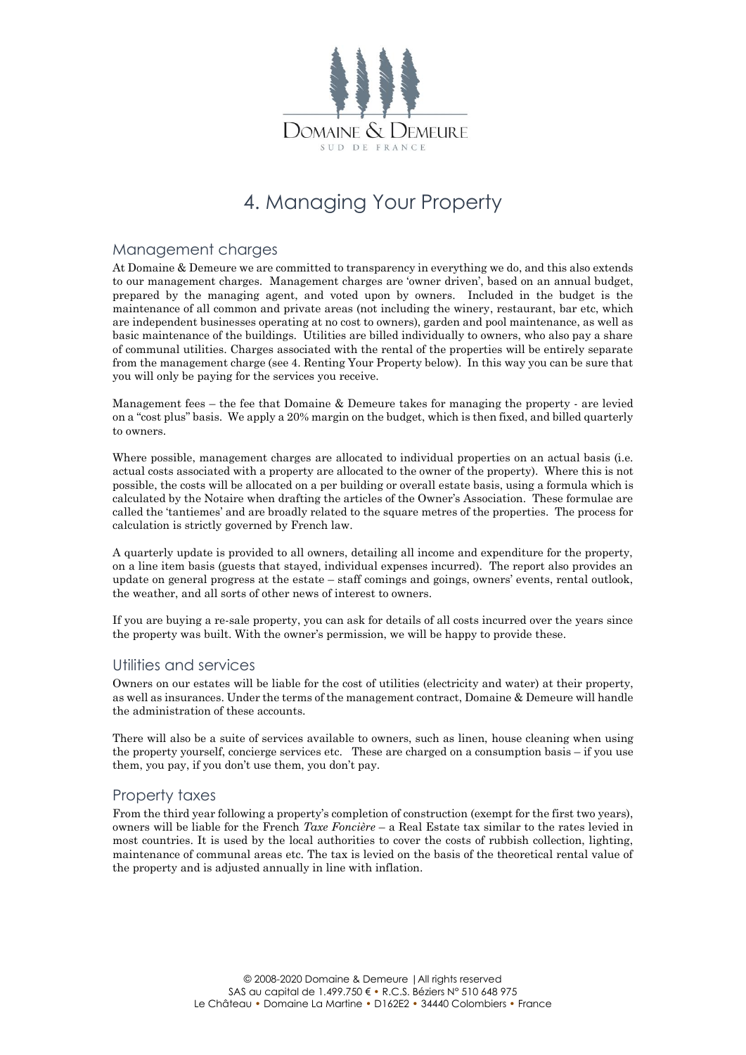# 4. Managing Your Property

## Management charges

At Domaine & Demeure we are committed to transparency in everything we do, and this also extends to our management charges. Management charges are 'owner driven', based on an annual budget, prepared by the managing agent, and voted upon by owners. Included in the budget is the maintenance of all common and private areas (not including the winery, restaurant, bar etc, which are independent businesses operating at no cost to owners), garden and pool maintenance, as well as basic maintenance of the buildings. Utilities are billed individually to owners, who also pay a share of communal utilities. Charges associated with the rental of the properties will be entirely separate from the management charge (see 4. Renting Your Property below). In this way you can be sure that you will only be paying for the services you receive.

Management fees – the fee that Domaine & Demeure takes for managing the property - are levied on a "cost plus" basis. We apply a 20% margin on the budget, which is then fixed, and billed quarterly to owners.

Where possible, management charges are allocated to individual properties on an actual basis (i.e. actual costs associated with a property are allocated to the owner of the property). Where this is not possible, the costs will be allocated on a per building or overall estate basis, using a formula which is calculated by the Notaire when drafting the articles of the Owner's Association. These formulae are called the 'tantiemes' and are broadly related to the square metres of the properties. The process for calculation is strictly governed by French law.

A quarterly update is provided to all owners, detailing all income and expenditure for the property, on a line item basis (guests that stayed, individual expenses incurred). The report also provides an update on general progress at the estate – staff comings and goings, owners' events, rental outlook, the weather, and all sorts of other news of interest to owners.

If you are buying a re-sale property, you can ask for details of all costs incurred over the years since the property was built. With the owner's permission, we will be happy to provide these.

## Utilities and services

Owners on our estates will be liable for the cost of utilities (electricity and water) at their property, as well as insurances. Under the terms of the management contract, Domaine & Demeure will handle the administration of these accounts.

There will also be a suite of services available to owners, such as linen, house cleaning when using the property yourself, concierge services etc. These are charged on a consumption basis – if you use them, you pay, if you don't use them, you don't pay.

## Property taxes

From the third year following a property's completion of construction (exempt for the first two years), owners will be liable for the French *Taxe Foncière* – a Real Estate tax similar to the rates levied in most countries. It is used by the local authorities to cover the costs of rubbish collection, lighting, maintenance of communal areas etc. The tax is levied on the basis of the theoretical rental value of the property and is adjusted annually in line with inflation.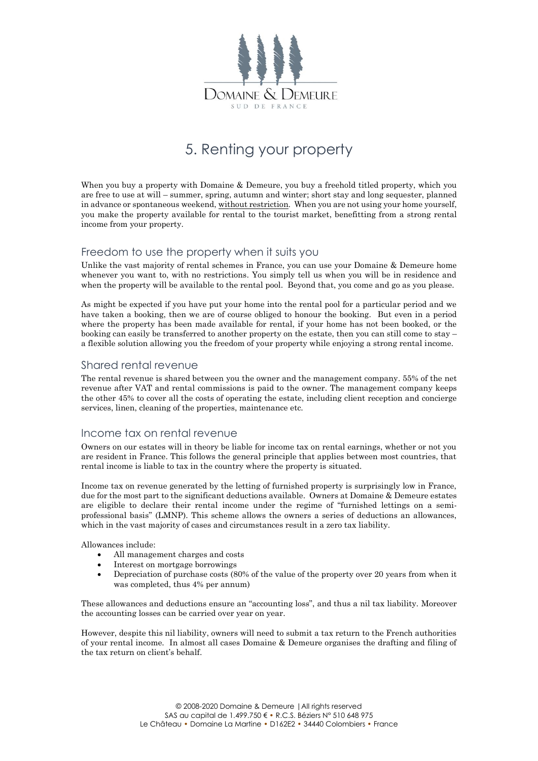# 5. Renting your property

When you buy a property with Domaine & Demeure, you buy a freehold titled property, which you are free to use at will – summer, spring, autumn and winter; short stay and long sequester, planned in advance or spontaneous weekend, <u>without restriction</u>. When you are not using your home yourself, you make the property available for rental to the tourist market, benefitting from a strong rental income from your property.

## Freedom to use the property when it suits you

Unlike the vast majority of rental schemes in France, you can use your Domaine & Demeure home whenever you want to, with no restrictions. You simply tell us when you will be in residence and when the property will be available to the rental pool. Beyond that, you come and go as you please.

As might be expected if you have put your home into the rental pool for a particular period and we have taken a booking, then we are of course obliged to honour the booking. But even in a period where the property has been made available for rental, if your home has not been booked, or the booking can easily be transferred to another property on the estate, then you can still come to stay – a flexible solution allowing you the freedom of your property while enjoying a strong rental income.

## Shared rental revenue

The rental revenue is shared between you the owner and the management company. 55% of the net revenue after VAT and rental commissions is paid to the owner. The management company keeps the other 45% to cover all the costs of operating the estate, including client reception and concierge services, linen, cleaning of the properties, maintenance etc.

## Income tax on rental revenue

Owners on our estates will in theory be liable for income tax on rental earnings, whether or not you are resident in France. This follows the general principle that applies between most countries, that rental income is liable to tax in the country where the property is situated.

Income tax on revenue generated by the letting of furnished property is surprisingly low in France, due for the most part to the significant deductions available. Owners at Domaine & Demeure estates are eligible to declare their rental income under the regime of "furnished lettings on a semi-professional basis" (LMNP). This scheme allows the owners a series of deductions an allowances, which in the vast majority of cases and circumstances result in a zero tax liability.

Allowances include:

- All management charges and costs
- Interest on mortgage borrowings
- Depreciation of purchase costs (80% of the value of the property over 20 years from when it was completed, thus 4% per annum)

These allowances and deductions ensure an "accounting loss", and thus a nil tax liability. Moreover the accounting losses can be carried over year on year.

However, despite this nil liability, owners will need to submit a tax return to the French authorities of your rental income. In almost all cases Domaine & Demeure organises the drafting and filing of the tax return on client's behalf.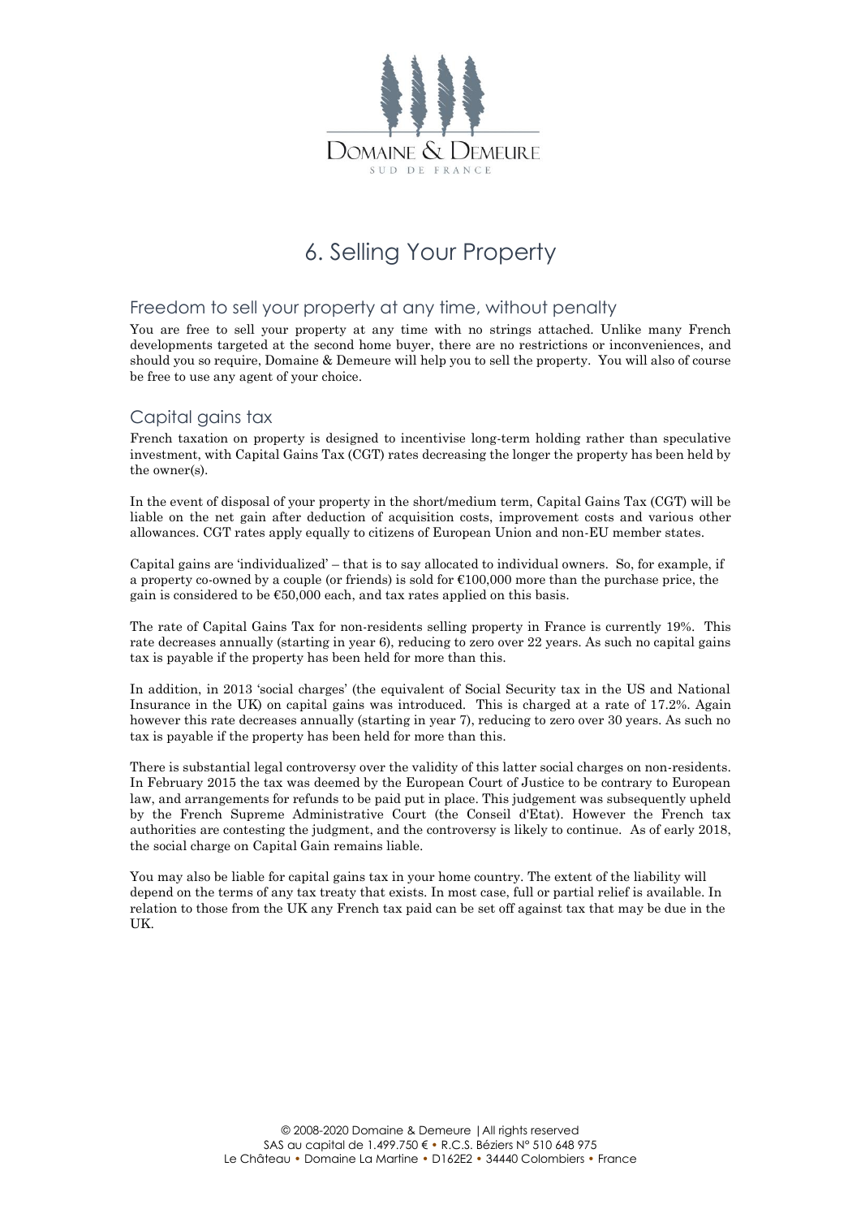# 6. Selling Your Property

## Freedom to sell your property at any time, without penalty

You are free to sell your property at any time with no strings attached. Unlike many French developments targeted at the second home buyer, there are no restrictions or inconveniences, and should you so require, Domaine & Demeure will help you to sell the property. You will also of course be free to use any agent of your choice.

## Capital gains tax

French taxation on property is designed to incentivise long-term holding rather than speculative investment, with Capital Gains Tax (CGT) rates decreasing the longer the property has been held by the owner(s).

In the event of disposal of your property in the short/medium term, Capital Gains Tax (CGT) will be liable on the net gain after deduction of acquisition costs, improvement costs and various other allowances. CGT rates apply equally to citizens of European Union and non-EU member states.

Capital gains are 'individualized' – that is to say allocated to individual owners. So, for example, if a property co-owned by a couple (or friends) is sold for €100,000 more than the purchase price, the gain is considered to be €50,000 each, and tax rates applied on this basis.

The rate of Capital Gains Tax for non-residents selling property in France is currently 19%. This rate decreases annually (starting in year 6), reducing to zero over 22 years. As such no capital gains tax is payable if the property has been held for more than this.

In addition, in 2013 'social charges' (the equivalent of Social Security tax in the US and National Insurance in the UK) on capital gains was introduced. This is charged at a rate of 17.2%. Again however this rate decreases annually (starting in year 7), reducing to zero over 30 years. As such no tax is payable if the property has been held for more than this.

There is substantial legal controversy over the validity of this latter social charges on non-residents. In February 2015 the tax was deemed by the European Court of Justice to be contrary to European law, and arrangements for refunds to be paid put in place. This judgement was subsequently upheld by the French Supreme Administrative Court (the Conseil d'Etat). However the French tax authorities are contesting the judgment, and the controversy is likely to continue. As of early 2018, the social charge on Capital Gain remains liable.

You may also be liable for capital gains tax in your home country. The extent of the liability will depend on the terms of any tax treaty that exists. In most case, full or partial relief is available. In relation to those from the UK any French tax paid can be set off against tax that may be due in the UK.